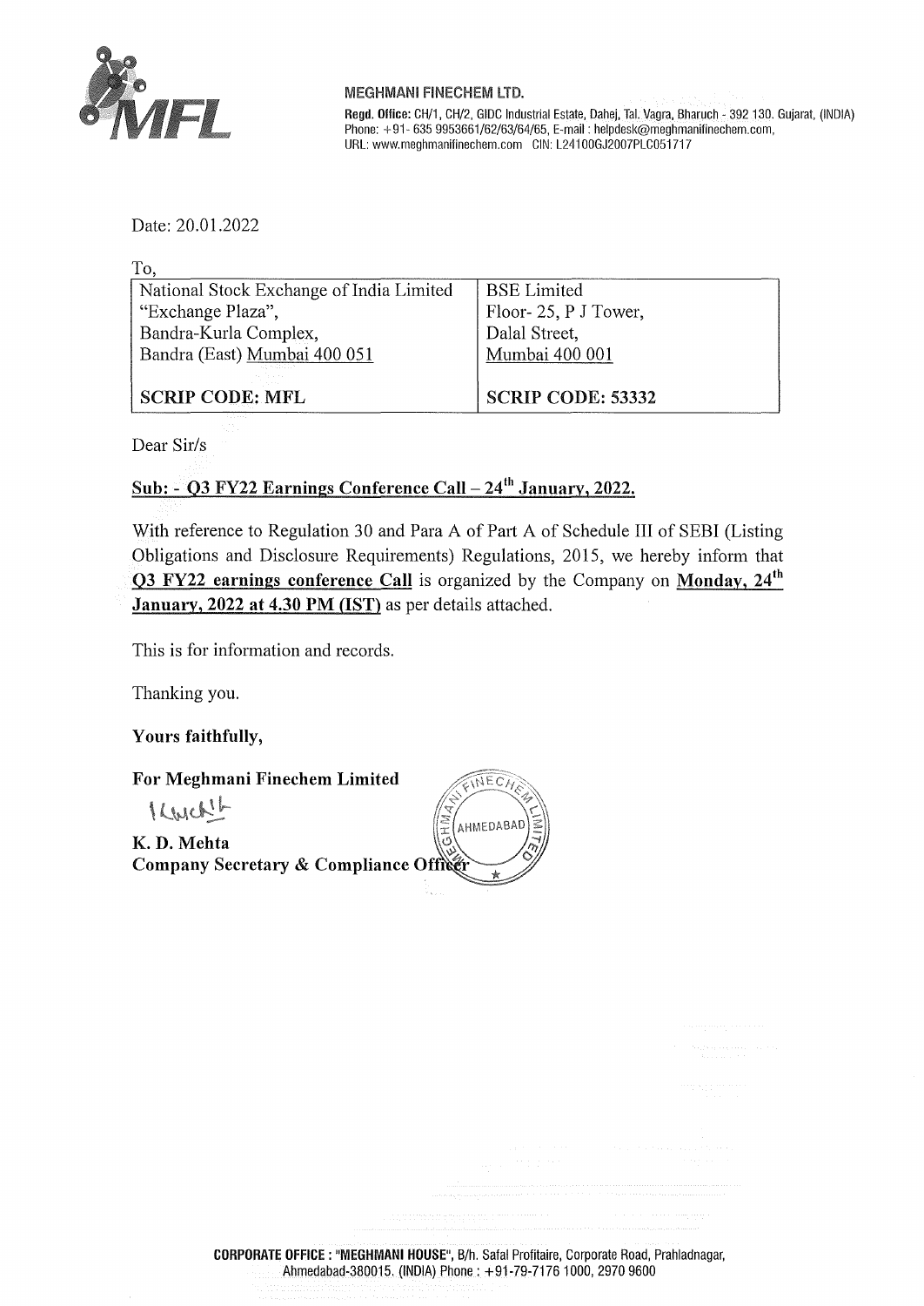**MEGHMANI FINECHEM LTD.**

**Regd. Office:** CH/1, CH/2, GIDC Industrial Estate, Dahej, Tal. Vagra, Bharuch - 392 130. Gujarat, (INDIA)
Phone: +91- 635 9953661/62/63/64/65, E-mail : helpdesk@meghmanifinechem.com,
URL: www.meghmanifinechem.com CIN: L24100GJ2007PLC051717

Date: 20.01.2022

To,

| National Stock Exchange of India Limited<br>"Exchange Plaza",<br>Bandra-Kurla Complex,<br>Bandra (East) Mumbai 400 051 | BSE Limited<br>Floor- 25, P J Tower,<br>Dalal Street,<br>Mumbai 400 001 |
|---|---|
| **SCRIP CODE: MFL** | **SCRIP CODE: 53332** |

Dear Sir/s

**Sub: - Q3 FY22 Earnings Conference Call – 24th January, 2022.**

With reference to Regulation 30 and Para A of Part A of Schedule III of SEBI (Listing Obligations and Disclosure Requirements) Regulations, 2015, we hereby inform that **Q3 FY22 earnings conference Call** is organized by the Company on **Monday, 24th January, 2022 at 4.30 PM (IST)** as per details attached.

This is for information and records.

Thanking you.

**Yours faithfully,**

**For Meghmani Finechem Limited**

**K. D. Mehta**
**Company Secretary & Compliance Officer**

**CORPORATE OFFICE : "MEGHMANI HOUSE"**, B/h. Safal Profitaire, Corporate Road, Prahladnagar, Ahmedabad-380015. (INDIA) Phone : +91-79-7176 1000, 2970 9600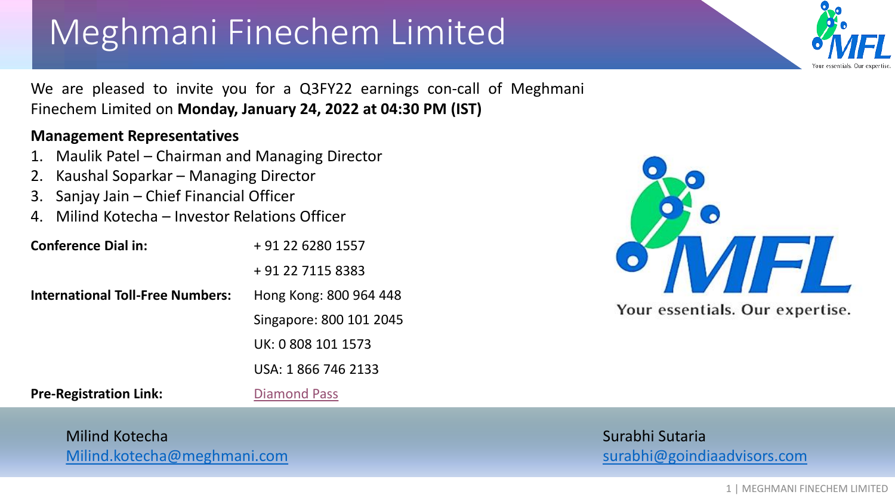# Meghmani Finechem Limited

We are pleased to invite you for a Q3FY22 earnings con-call of Meghmani Finechem Limited on **Monday, January 24, 2022 at 04:30 PM (IST)**

**Management Representatives**

1. Maulik Patel – Chairman and Managing Director
2. Kaushal Soparkar – Managing Director
3. Sanjay Jain – Chief Financial Officer
4. Milind Kotecha – Investor Relations Officer

| | |
|---|---|
| **Conference Dial in:** | + 91 22 6280 1557 |
| | + 91 22 7115 8383 |
| **International Toll-Free Numbers:** | Hong Kong: 800 964 448 |
| | Singapore: 800 101 2045 |
| | UK: 0 808 101 1573 |
| | USA: 1 866 746 2133 |
| **Pre-Registration Link:** | Diamond Pass |

MFL

Your essentials. Our expertise.

Milind Kotecha
Milind.kotecha@meghmani.com

Surabhi Sutaria
surabhi@goindiaadvisors.com